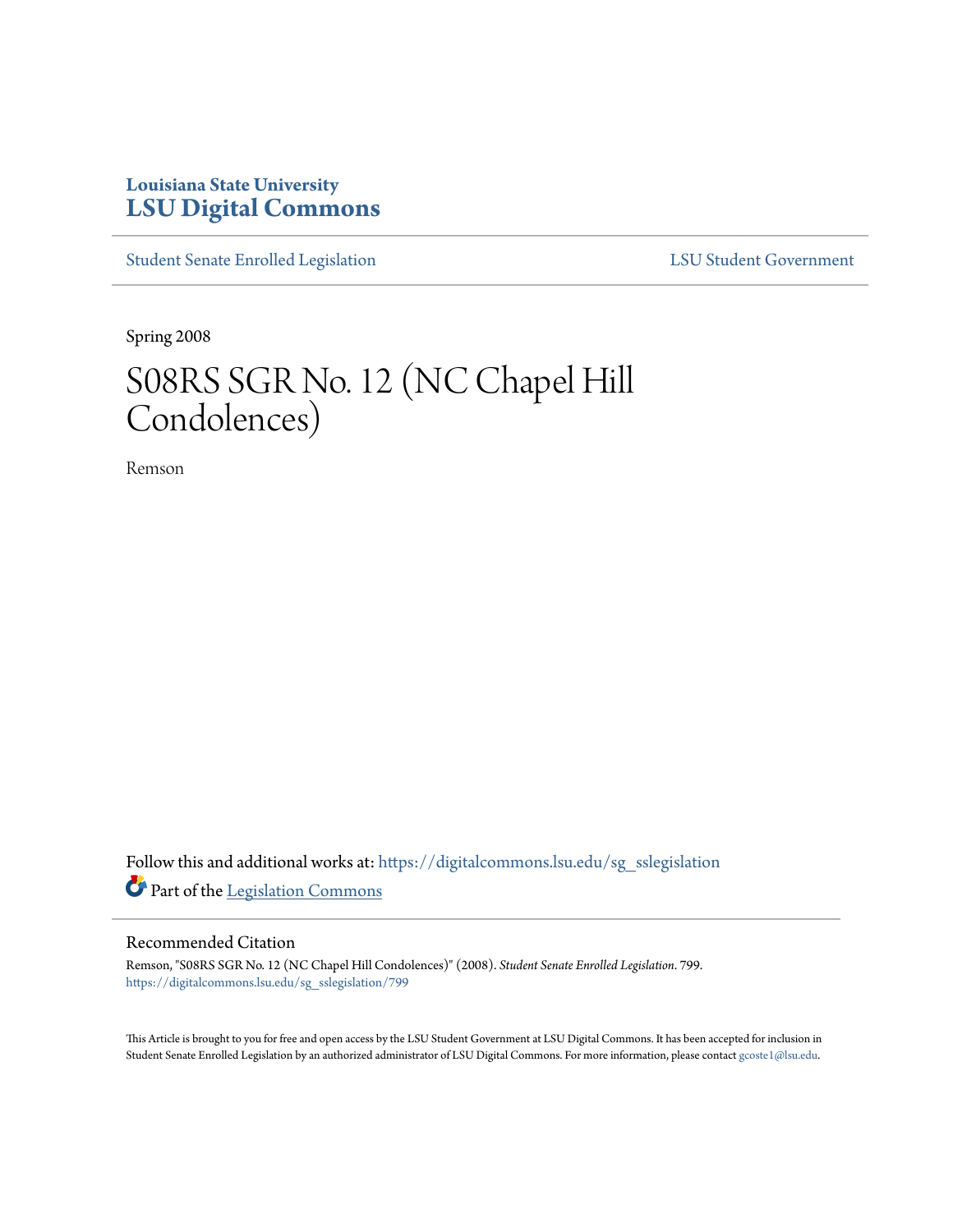Louisiana State University
**LSU Digital Commons**

Student Senate Enrolled Legislation | LSU Student Government

Spring 2008

# S08RS SGR No. 12 (NC Chapel Hill Condolences)

Remson

Follow this and additional works at: https://digitalcommons.lsu.edu/sg_sslegislation

Part of the Legislation Commons

## Recommended Citation

Remson, "S08RS SGR No. 12 (NC Chapel Hill Condolences)" (2008). *Student Senate Enrolled Legislation*. 799.
https://digitalcommons.lsu.edu/sg_sslegislation/799

This Article is brought to you for free and open access by the LSU Student Government at LSU Digital Commons. It has been accepted for inclusion in Student Senate Enrolled Legislation by an authorized administrator of LSU Digital Commons. For more information, please contact gcoste1@lsu.edu.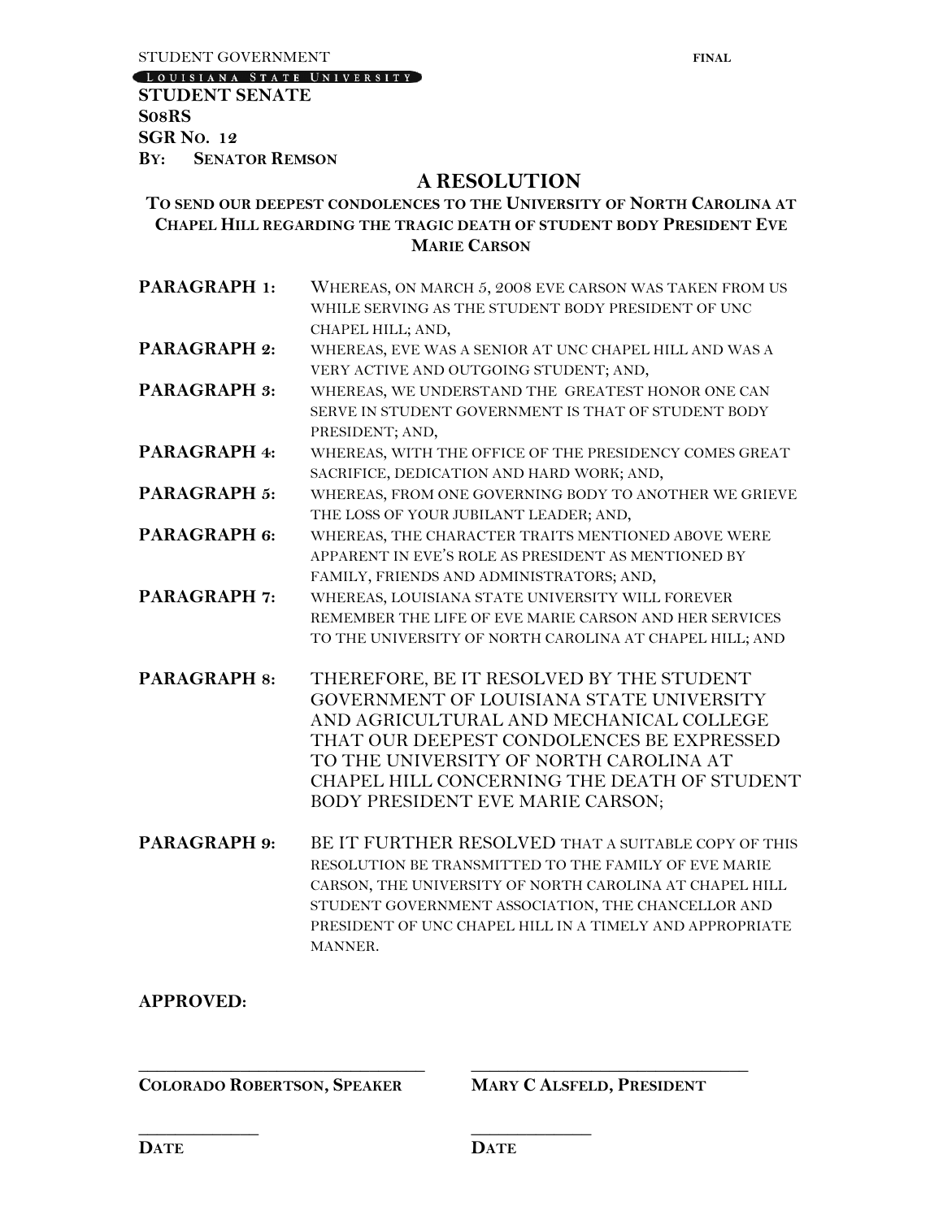STUDENT GOVERNMENT **FINAL**

LOUISIANA STATE UNIVERSITY

**STUDENT SENATE**
**S08RS**
**SGR NO. 12**
**BY: SENATOR REMSON**

# A RESOLUTION

## TO SEND OUR DEEPEST CONDOLENCES TO THE UNIVERSITY OF NORTH CAROLINA AT CHAPEL HILL REGARDING THE TRAGIC DEATH OF STUDENT BODY PRESIDENT EVE MARIE CARSON

**PARAGRAPH 1:** WHEREAS, ON MARCH 5, 2008 EVE CARSON WAS TAKEN FROM US WHILE SERVING AS THE STUDENT BODY PRESIDENT OF UNC CHAPEL HILL; AND,

**PARAGRAPH 2:** WHEREAS, EVE WAS A SENIOR AT UNC CHAPEL HILL AND WAS A VERY ACTIVE AND OUTGOING STUDENT; AND,

**PARAGRAPH 3:** WHEREAS, WE UNDERSTAND THE GREATEST HONOR ONE CAN SERVE IN STUDENT GOVERNMENT IS THAT OF STUDENT BODY PRESIDENT; AND,

**PARAGRAPH 4:** WHEREAS, WITH THE OFFICE OF THE PRESIDENCY COMES GREAT SACRIFICE, DEDICATION AND HARD WORK; AND,

**PARAGRAPH 5:** WHEREAS, FROM ONE GOVERNING BODY TO ANOTHER WE GRIEVE THE LOSS OF YOUR JUBILANT LEADER; AND,

**PARAGRAPH 6:** WHEREAS, THE CHARACTER TRAITS MENTIONED ABOVE WERE APPARENT IN EVE'S ROLE AS PRESIDENT AS MENTIONED BY FAMILY, FRIENDS AND ADMINISTRATORS; AND,

**PARAGRAPH 7:** WHEREAS, LOUISIANA STATE UNIVERSITY WILL FOREVER REMEMBER THE LIFE OF EVE MARIE CARSON AND HER SERVICES TO THE UNIVERSITY OF NORTH CAROLINA AT CHAPEL HILL; AND

**PARAGRAPH 8:** THEREFORE, BE IT RESOLVED BY THE STUDENT GOVERNMENT OF LOUISIANA STATE UNIVERSITY AND AGRICULTURAL AND MECHANICAL COLLEGE THAT OUR DEEPEST CONDOLENCES BE EXPRESSED TO THE UNIVERSITY OF NORTH CAROLINA AT CHAPEL HILL CONCERNING THE DEATH OF STUDENT BODY PRESIDENT EVE MARIE CARSON;

**PARAGRAPH 9:** BE IT FURTHER RESOLVED THAT A SUITABLE COPY OF THIS RESOLUTION BE TRANSMITTED TO THE FAMILY OF EVE MARIE CARSON, THE UNIVERSITY OF NORTH CAROLINA AT CHAPEL HILL STUDENT GOVERNMENT ASSOCIATION, THE CHANCELLOR AND PRESIDENT OF UNC CHAPEL HILL IN A TIMELY AND APPROPRIATE MANNER.

**APPROVED:**

______________________________ ______________________________
**COLORADO ROBERTSON, SPEAKER** **MARY C ALSFELD, PRESIDENT**

____________ ____________
**DATE** **DATE**